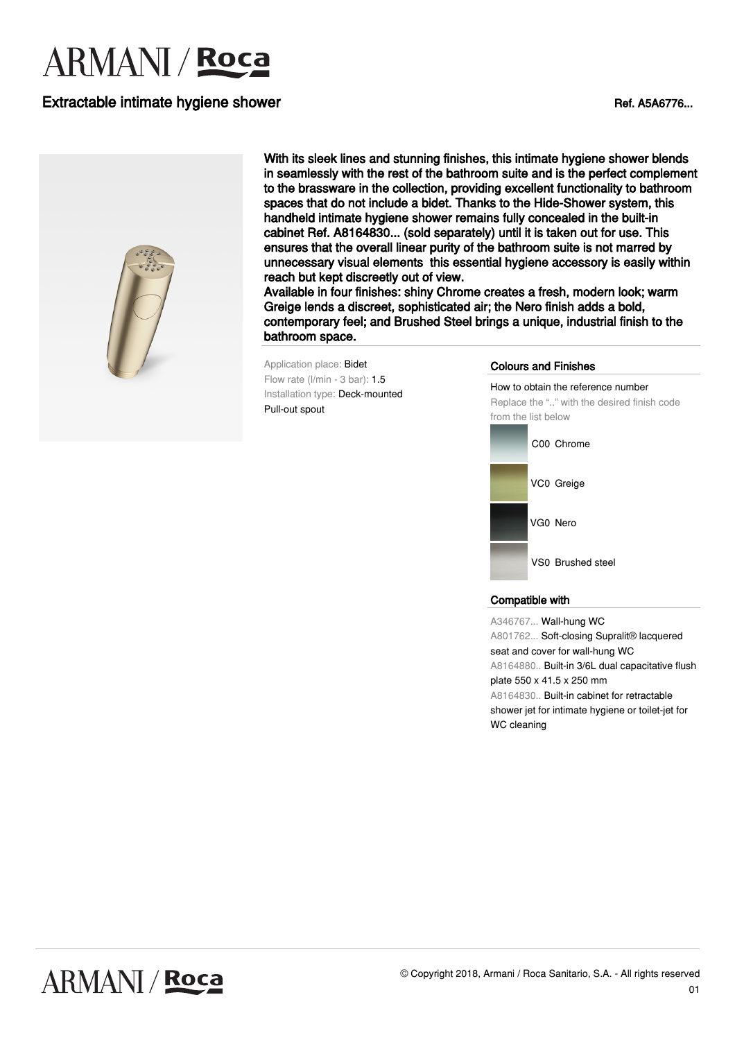# ARMANI / Roca

## Extractable intimate hygiene shower

Ref. A5A6776...

With its sleek lines and stunning finishes, this intimate hygiene shower blends in seamlessly with the rest of the bathroom suite and is the perfect complement to the brassware in the collection, providing excellent functionality to bathroom spaces that do not include a bidet. Thanks to the Hide-Shower system, this handheld intimate hygiene shower remains fully concealed in the built-in cabinet Ref. A8164830... (sold separately) until it is taken out for use. This ensures that the overall linear purity of the bathroom suite is not marred by unnecessary visual elements  this essential hygiene accessory is easily within reach but kept discreetly out of view.
Available in four finishes: shiny Chrome creates a fresh, modern look; warm Greige lends a discreet, sophisticated air; the Nero finish adds a bold, contemporary feel; and Brushed Steel brings a unique, industrial finish to the bathroom space.

Application place: Bidet
Flow rate (l/min - 3 bar): 1.5
Installation type: Deck-mounted
Pull-out spout

### Colours and Finishes

How to obtain the reference number
Replace the ".." with the desired finish code from the list below

- C00 Chrome
- VC0 Greige
- VG0 Nero
- VS0 Brushed steel

### Compatible with

A346767... Wall-hung WC
A801762... Soft-closing Supralit® lacquered seat and cover for wall-hung WC
A8164880.. Built-in 3/6L dual capacitative flush plate 550 x 41.5 x 250 mm
A8164830.. Built-in cabinet for retractable shower jet for intimate hygiene or toilet-jet for WC cleaning

© Copyright 2018, Armani / Roca Sanitario, S.A. - All rights reserved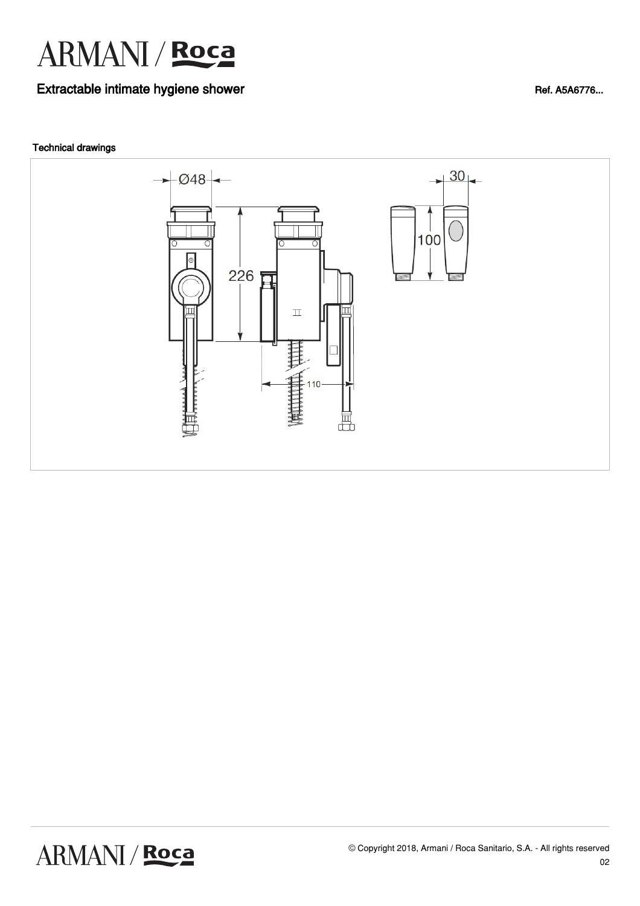# ARMANI / Roca

## Extractable intimate hygiene shower

Ref. A5A6776...

### Technical drawings

Ø48

226

110

30

100

© Copyright 2018, Armani / Roca Sanitario, S.A. - All rights reserved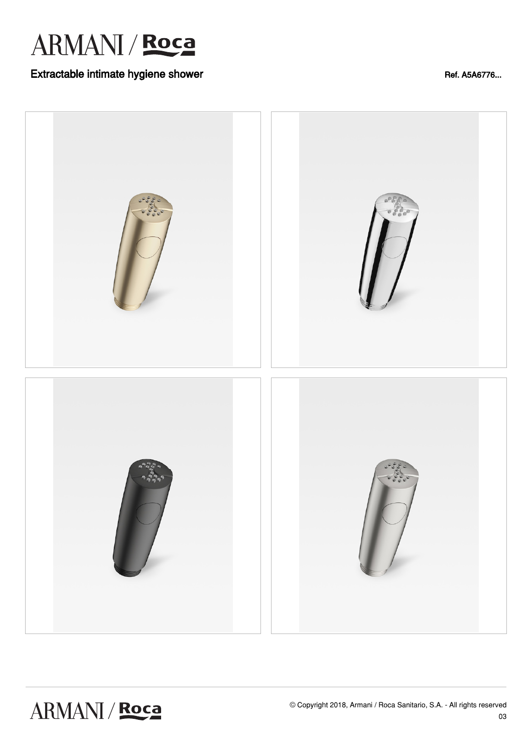## Extractable intimate hygiene shower

Ref. A5A6776...

© Copyright 2018, Armani / Roca Sanitario, S.A. - All rights reserved